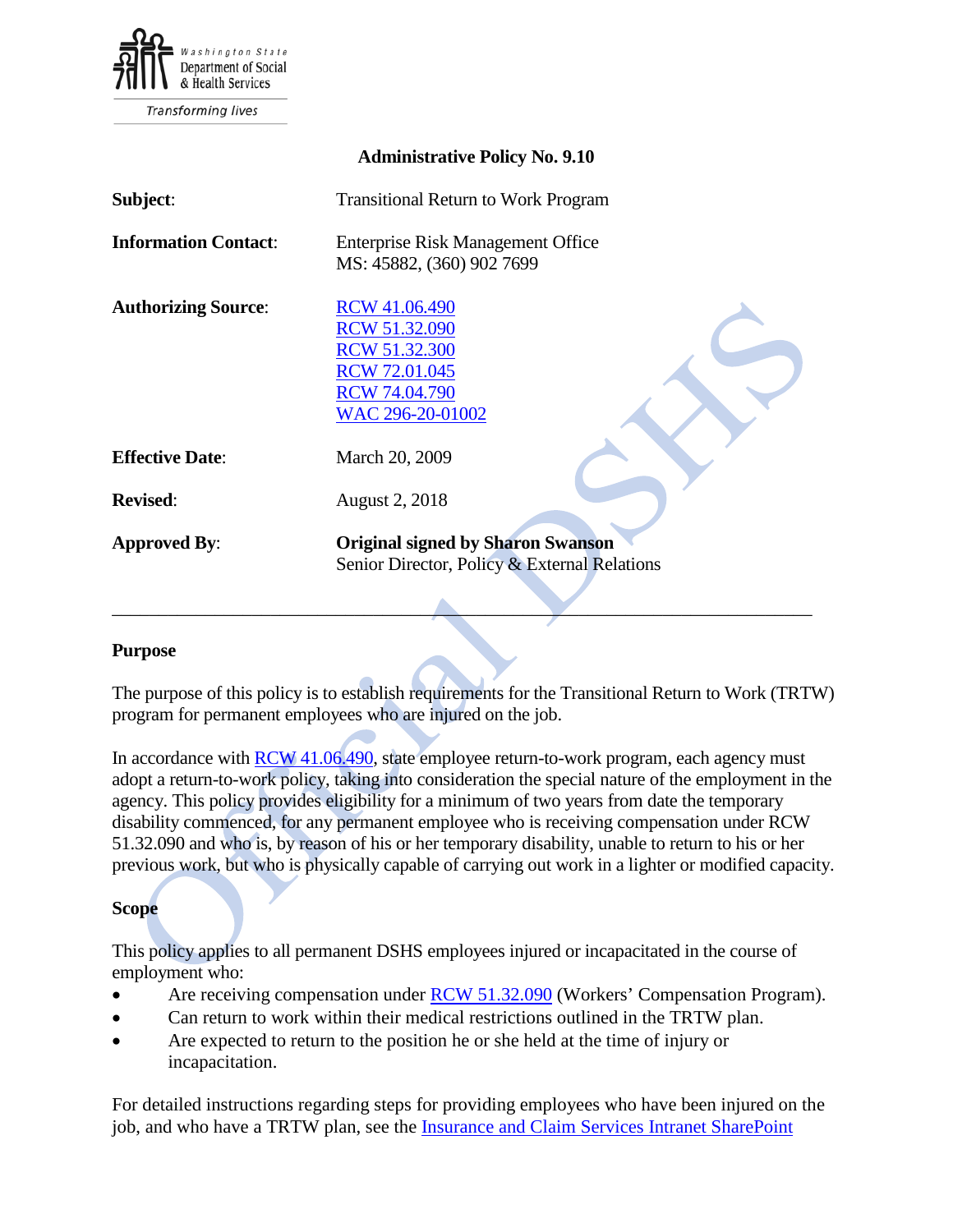Washington State Department of Social & Health Services

Transforming lives

## Administrative Policy No. 9.10

| | |
|---|---|
| **Subject**: | Transitional Return to Work Program |
| **Information Contact**: | Enterprise Risk Management Office<br>MS: 45882, (360) 902 7699 |
| **Authorizing Source**: | RCW 41.06.490<br>RCW 51.32.090<br>RCW 51.32.300<br>RCW 72.01.045<br>RCW 74.04.790<br>WAC 296-20-01002 |
| **Effective Date**: | March 20, 2009 |
| **Revised**: | August 2, 2018 |
| **Approved By**: | **Original signed by Sharon Swanson**<br>Senior Director, Policy & External Relations |

---

### Purpose

The purpose of this policy is to establish requirements for the Transitional Return to Work (TRTW) program for permanent employees who are injured on the job.

In accordance with RCW 41.06.490, state employee return-to-work program, each agency must adopt a return-to-work policy, taking into consideration the special nature of the employment in the agency. This policy provides eligibility for a minimum of two years from date the temporary disability commenced, for any permanent employee who is receiving compensation under RCW 51.32.090 and who is, by reason of his or her temporary disability, unable to return to his or her previous work, but who is physically capable of carrying out work in a lighter or modified capacity.

### Scope

This policy applies to all permanent DSHS employees injured or incapacitated in the course of employment who:

- Are receiving compensation under RCW 51.32.090 (Workers' Compensation Program).
- Can return to work within their medical restrictions outlined in the TRTW plan.
- Are expected to return to the position he or she held at the time of injury or incapacitation.

For detailed instructions regarding steps for providing employees who have been injured on the job, and who have a TRTW plan, see the Insurance and Claim Services Intranet SharePoint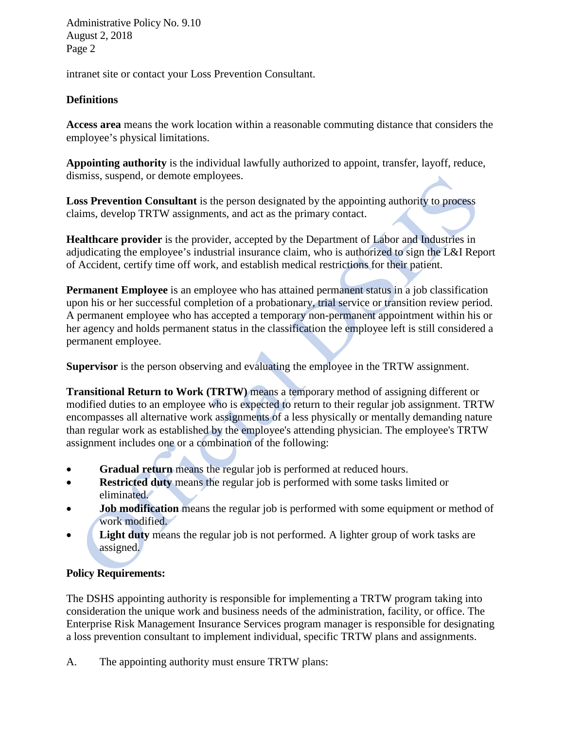intranet site or contact your Loss Prevention Consultant.

**Definitions**

**Access area** means the work location within a reasonable commuting distance that considers the employee's physical limitations.

**Appointing authority** is the individual lawfully authorized to appoint, transfer, layoff, reduce, dismiss, suspend, or demote employees.

**Loss Prevention Consultant** is the person designated by the appointing authority to process claims, develop TRTW assignments, and act as the primary contact.

**Healthcare provider** is the provider, accepted by the Department of Labor and Industries in adjudicating the employee's industrial insurance claim, who is authorized to sign the L&I Report of Accident, certify time off work, and establish medical restrictions for their patient.

**Permanent Employee** is an employee who has attained permanent status in a job classification upon his or her successful completion of a probationary, trial service or transition review period. A permanent employee who has accepted a temporary non-permanent appointment within his or her agency and holds permanent status in the classification the employee left is still considered a permanent employee.

**Supervisor** is the person observing and evaluating the employee in the TRTW assignment.

**Transitional Return to Work (TRTW)** means a temporary method of assigning different or modified duties to an employee who is expected to return to their regular job assignment. TRTW encompasses all alternative work assignments of a less physically or mentally demanding nature than regular work as established by the employee's attending physician. The employee's TRTW assignment includes one or a combination of the following:

- **Gradual return** means the regular job is performed at reduced hours.
- **Restricted duty** means the regular job is performed with some tasks limited or eliminated.
- **Job modification** means the regular job is performed with some equipment or method of work modified.
- **Light duty** means the regular job is not performed. A lighter group of work tasks are assigned.

**Policy Requirements:**

The DSHS appointing authority is responsible for implementing a TRTW program taking into consideration the unique work and business needs of the administration, facility, or office. The Enterprise Risk Management Insurance Services program manager is responsible for designating a loss prevention consultant to implement individual, specific TRTW plans and assignments.

A. The appointing authority must ensure TRTW plans: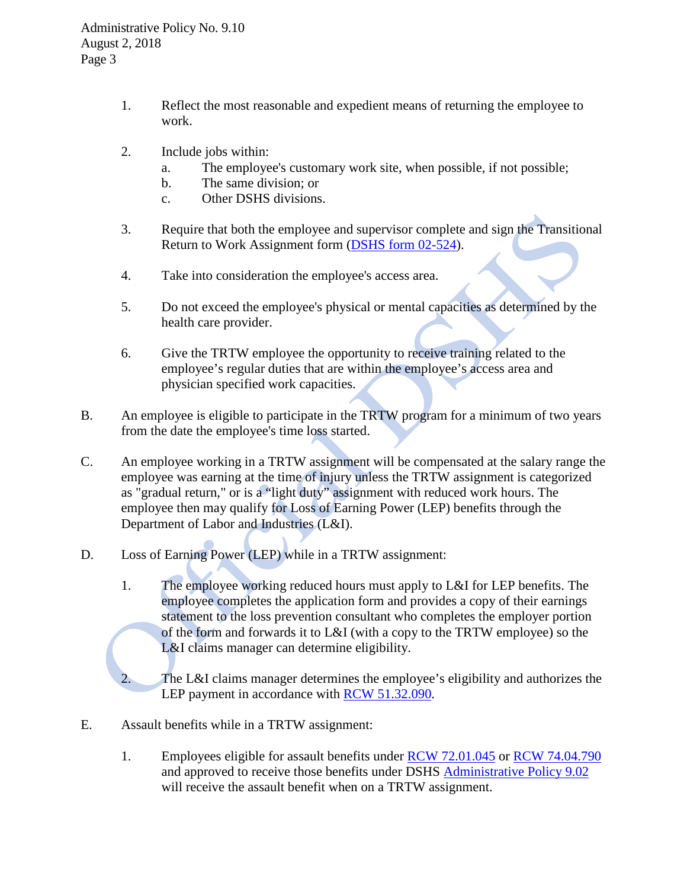1. Reflect the most reasonable and expedient means of returning the employee to work.

2. Include jobs within:
   a. The employee's customary work site, when possible, if not possible;
   b. The same division; or
   c. Other DSHS divisions.

3. Require that both the employee and supervisor complete and sign the Transitional Return to Work Assignment form (DSHS form 02-524).

4. Take into consideration the employee's access area.

5. Do not exceed the employee's physical or mental capacities as determined by the health care provider.

6. Give the TRTW employee the opportunity to receive training related to the employee's regular duties that are within the employee's access area and physician specified work capacities.

B. An employee is eligible to participate in the TRTW program for a minimum of two years from the date the employee's time loss started.

C. An employee working in a TRTW assignment will be compensated at the salary range the employee was earning at the time of injury unless the TRTW assignment is categorized as "gradual return," or is a "light duty" assignment with reduced work hours. The employee then may qualify for Loss of Earning Power (LEP) benefits through the Department of Labor and Industries (L&I).

D. Loss of Earning Power (LEP) while in a TRTW assignment:

   1. The employee working reduced hours must apply to L&I for LEP benefits. The employee completes the application form and provides a copy of their earnings statement to the loss prevention consultant who completes the employer portion of the form and forwards it to L&I (with a copy to the TRTW employee) so the L&I claims manager can determine eligibility.

   2. The L&I claims manager determines the employee's eligibility and authorizes the LEP payment in accordance with RCW 51.32.090.

E. Assault benefits while in a TRTW assignment:

   1. Employees eligible for assault benefits under RCW 72.01.045 or RCW 74.04.790 and approved to receive those benefits under DSHS Administrative Policy 9.02 will receive the assault benefit when on a TRTW assignment.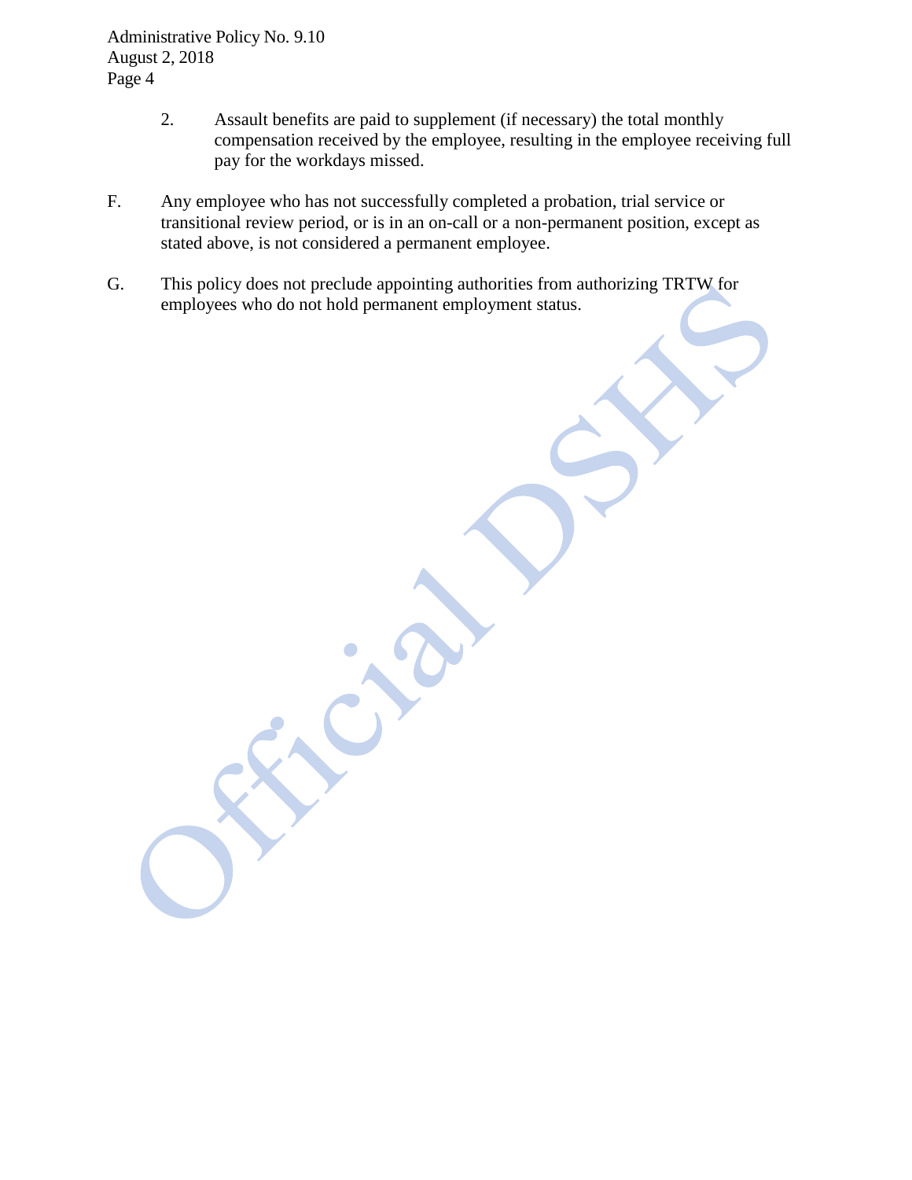2. Assault benefits are paid to supplement (if necessary) the total monthly compensation received by the employee, resulting in the employee receiving full pay for the workdays missed.

F. Any employee who has not successfully completed a probation, trial service or transitional review period, or is in an on-call or a non-permanent position, except as stated above, is not considered a permanent employee.

G. This policy does not preclude appointing authorities from authorizing TRTW for employees who do not hold permanent employment status.